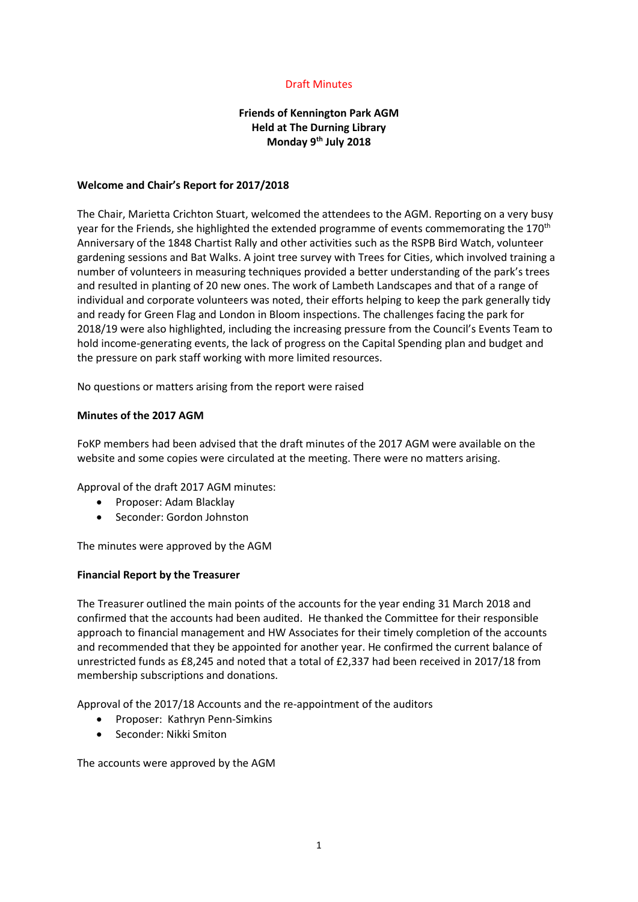Draft Minutes

# Friends of Kennington Park AGM
## Held at The Durning Library
## Monday 9th July 2018

**Welcome and Chair's Report for 2017/2018**

The Chair, Marietta Crichton Stuart, welcomed the attendees to the AGM. Reporting on a very busy year for the Friends, she highlighted the extended programme of events commemorating the 170th Anniversary of the 1848 Chartist Rally and other activities such as the RSPB Bird Watch, volunteer gardening sessions and Bat Walks. A joint tree survey with Trees for Cities, which involved training a number of volunteers in measuring techniques provided a better understanding of the park's trees and resulted in planting of 20 new ones. The work of Lambeth Landscapes and that of a range of individual and corporate volunteers was noted, their efforts helping to keep the park generally tidy and ready for Green Flag and London in Bloom inspections. The challenges facing the park for 2018/19 were also highlighted, including the increasing pressure from the Council's Events Team to hold income-generating events, the lack of progress on the Capital Spending plan and budget and the pressure on park staff working with more limited resources.

No questions or matters arising from the report were raised

**Minutes of the 2017 AGM**

FoKP members had been advised that the draft minutes of the 2017 AGM were available on the website and some copies were circulated at the meeting. There were no matters arising.

Approval of the draft 2017 AGM minutes:

- Proposer: Adam Blacklay
- Seconder: Gordon Johnston

The minutes were approved by the AGM

**Financial Report by the Treasurer**

The Treasurer outlined the main points of the accounts for the year ending 31 March 2018 and confirmed that the accounts had been audited. He thanked the Committee for their responsible approach to financial management and HW Associates for their timely completion of the accounts and recommended that they be appointed for another year. He confirmed the current balance of unrestricted funds as £8,245 and noted that a total of £2,337 had been received in 2017/18 from membership subscriptions and donations.

Approval of the 2017/18 Accounts and the re-appointment of the auditors

- Proposer: Kathryn Penn-Simkins
- Seconder: Nikki Smiton

The accounts were approved by the AGM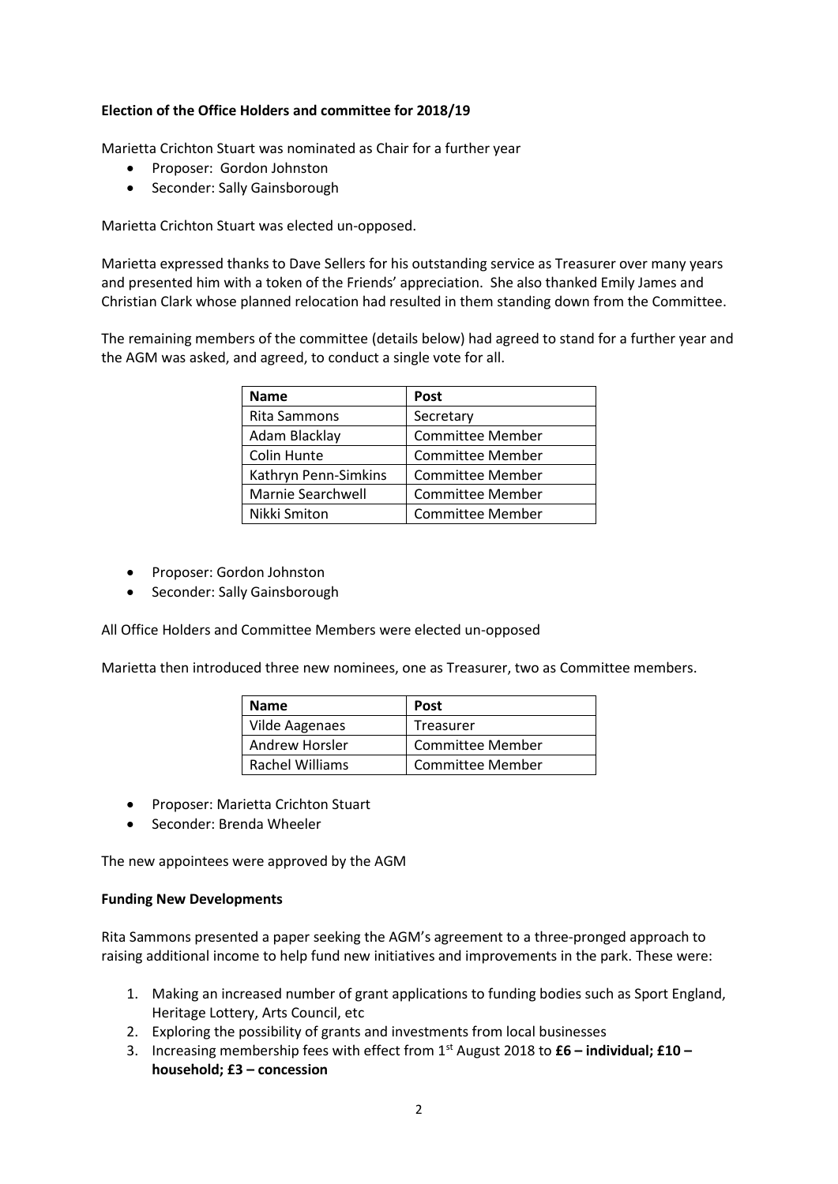**Election of the Office Holders and committee for 2018/19**

Marietta Crichton Stuart was nominated as Chair for a further year

- Proposer: Gordon Johnston
- Seconder: Sally Gainsborough

Marietta Crichton Stuart was elected un-opposed.

Marietta expressed thanks to Dave Sellers for his outstanding service as Treasurer over many years and presented him with a token of the Friends' appreciation. She also thanked Emily James and Christian Clark whose planned relocation had resulted in them standing down from the Committee.

The remaining members of the committee (details below) had agreed to stand for a further year and the AGM was asked, and agreed, to conduct a single vote for all.

| Name | Post |
|---|---|
| Rita Sammons | Secretary |
| Adam Blacklay | Committee Member |
| Colin Hunte | Committee Member |
| Kathryn Penn-Simkins | Committee Member |
| Marnie Searchwell | Committee Member |
| Nikki Smiton | Committee Member |

- Proposer: Gordon Johnston
- Seconder: Sally Gainsborough

All Office Holders and Committee Members were elected un-opposed

Marietta then introduced three new nominees, one as Treasurer, two as Committee members.

| Name | Post |
|---|---|
| Vilde Aagenaes | Treasurer |
| Andrew Horsler | Committee Member |
| Rachel Williams | Committee Member |

- Proposer: Marietta Crichton Stuart
- Seconder: Brenda Wheeler

The new appointees were approved by the AGM

**Funding New Developments**

Rita Sammons presented a paper seeking the AGM's agreement to a three-pronged approach to raising additional income to help fund new initiatives and improvements in the park. These were:

1. Making an increased number of grant applications to funding bodies such as Sport England, Heritage Lottery, Arts Council, etc
2. Exploring the possibility of grants and investments from local businesses
3. Increasing membership fees with effect from 1st August 2018 to **£6 – individual; £10 – household; £3 – concession**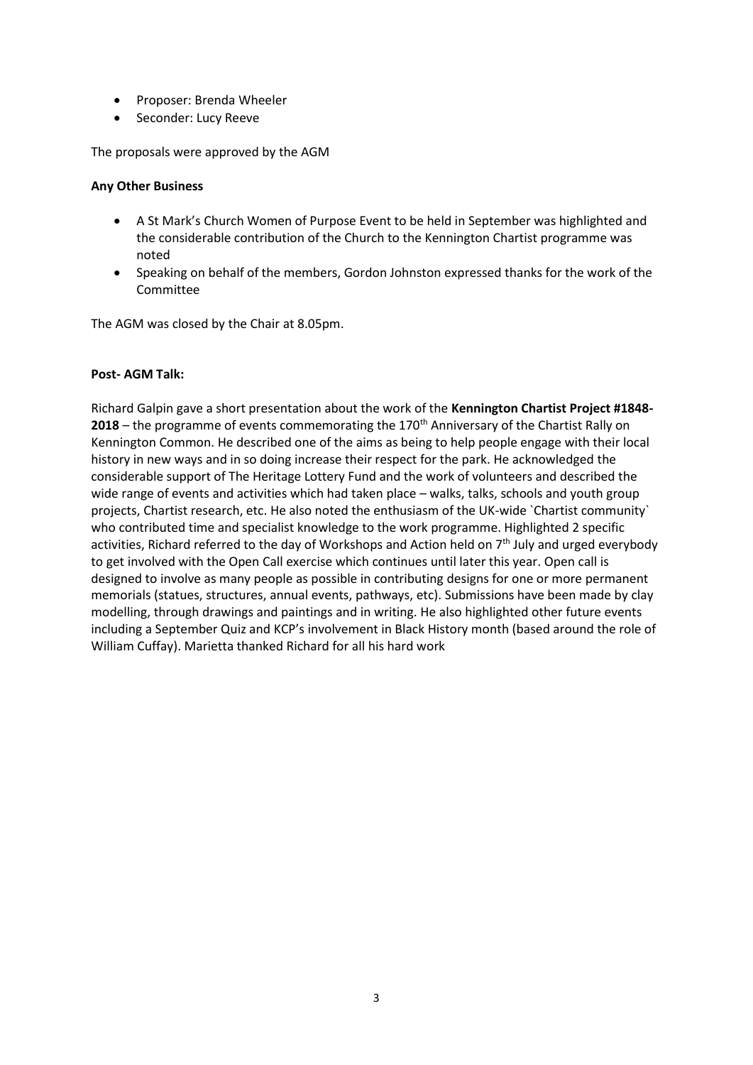- Proposer: Brenda Wheeler
- Seconder: Lucy Reeve

The proposals were approved by the AGM

**Any Other Business**

- A St Mark's Church Women of Purpose Event to be held in September was highlighted and the considerable contribution of the Church to the Kennington Chartist programme was noted
- Speaking on behalf of the members, Gordon Johnston expressed thanks for the work of the Committee

The AGM was closed by the Chair at 8.05pm.

**Post- AGM Talk:**

Richard Galpin gave a short presentation about the work of the **Kennington Chartist Project #1848-2018** – the programme of events commemorating the 170th Anniversary of the Chartist Rally on Kennington Common. He described one of the aims as being to help people engage with their local history in new ways and in so doing increase their respect for the park. He acknowledged the considerable support of The Heritage Lottery Fund and the work of volunteers and described the wide range of events and activities which had taken place – walks, talks, schools and youth group projects, Chartist research, etc. He also noted the enthusiasm of the UK-wide `Chartist community` who contributed time and specialist knowledge to the work programme. Highlighted 2 specific activities, Richard referred to the day of Workshops and Action held on 7th July and urged everybody to get involved with the Open Call exercise which continues until later this year. Open call is designed to involve as many people as possible in contributing designs for one or more permanent memorials (statues, structures, annual events, pathways, etc). Submissions have been made by clay modelling, through drawings and paintings and in writing. He also highlighted other future events including a September Quiz and KCP's involvement in Black History month (based around the role of William Cuffay). Marietta thanked Richard for all his hard work